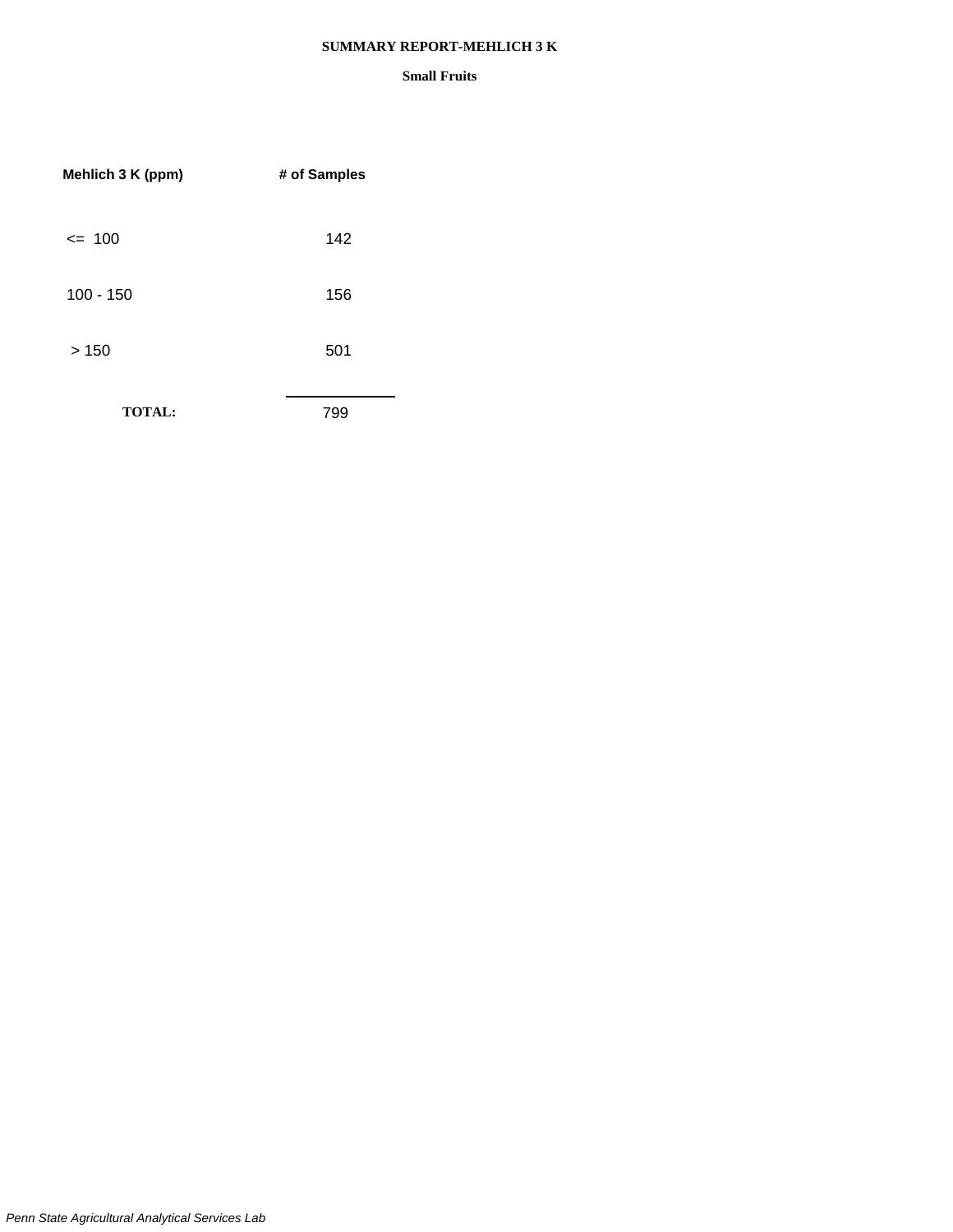# SUMMARY REPORT-MEHLICH 3 K

## Small Fruits

| Mehlich 3 K (ppm) | # of Samples |
|---|---|
| <= 100 | 142 |
| 100 - 150 | 156 |
| > 150 | 501 |
| **TOTAL:** | 799 |

*Penn State Agricultural Analytical Services Lab*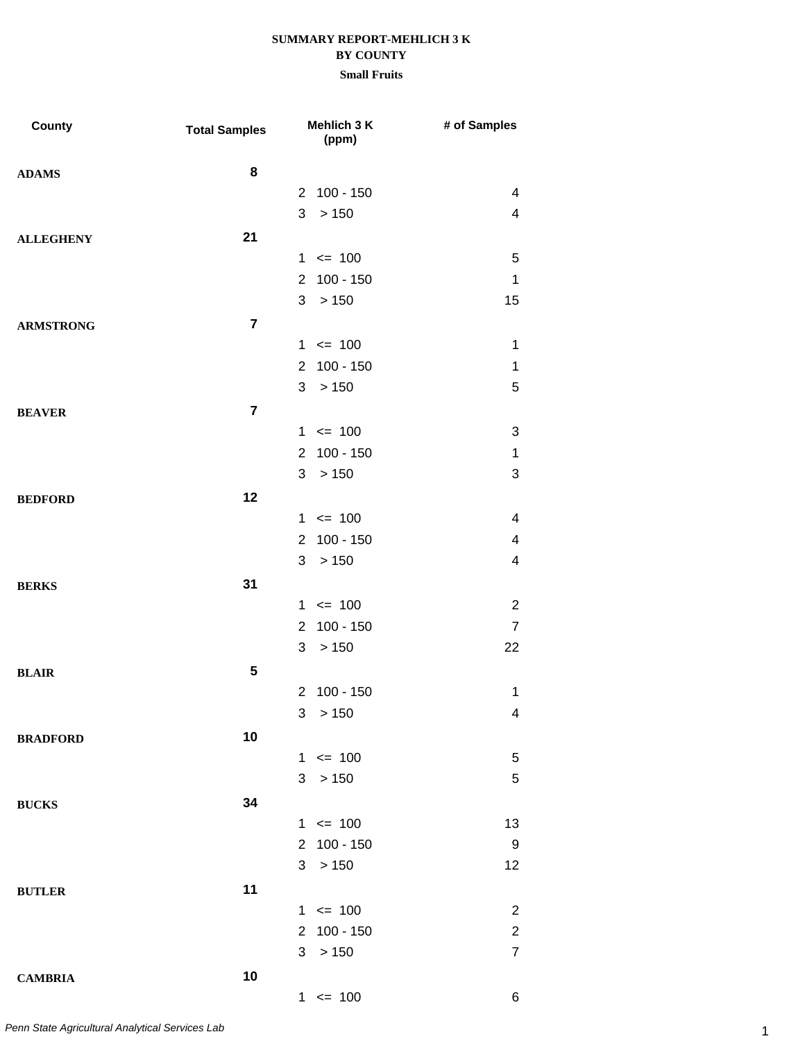**SUMMARY REPORT-MEHLICH 3 K**
**BY COUNTY**
**Small Fruits**

| County | Total Samples | Mehlich 3 K (ppm) | # of Samples |
|---|---|---|---|
| **ADAMS** | **8** | | |
| | | 2 100 - 150 | 4 |
| | | 3 > 150 | 4 |
| **ALLEGHENY** | **21** | | |
| | | 1 <= 100 | 5 |
| | | 2 100 - 150 | 1 |
| | | 3 > 150 | 15 |
| **ARMSTRONG** | **7** | | |
| | | 1 <= 100 | 1 |
| | | 2 100 - 150 | 1 |
| | | 3 > 150 | 5 |
| **BEAVER** | **7** | | |
| | | 1 <= 100 | 3 |
| | | 2 100 - 150 | 1 |
| | | 3 > 150 | 3 |
| **BEDFORD** | **12** | | |
| | | 1 <= 100 | 4 |
| | | 2 100 - 150 | 4 |
| | | 3 > 150 | 4 |
| **BERKS** | **31** | | |
| | | 1 <= 100 | 2 |
| | | 2 100 - 150 | 7 |
| | | 3 > 150 | 22 |
| **BLAIR** | **5** | | |
| | | 2 100 - 150 | 1 |
| | | 3 > 150 | 4 |
| **BRADFORD** | **10** | | |
| | | 1 <= 100 | 5 |
| | | 3 > 150 | 5 |
| **BUCKS** | **34** | | |
| | | 1 <= 100 | 13 |
| | | 2 100 - 150 | 9 |
| | | 3 > 150 | 12 |
| **BUTLER** | **11** | | |
| | | 1 <= 100 | 2 |
| | | 2 100 - 150 | 2 |
| | | 3 > 150 | 7 |
| **CAMBRIA** | **10** | | |
| | | 1 <= 100 | 6 |

*Penn State Agricultural Analytical Services Lab*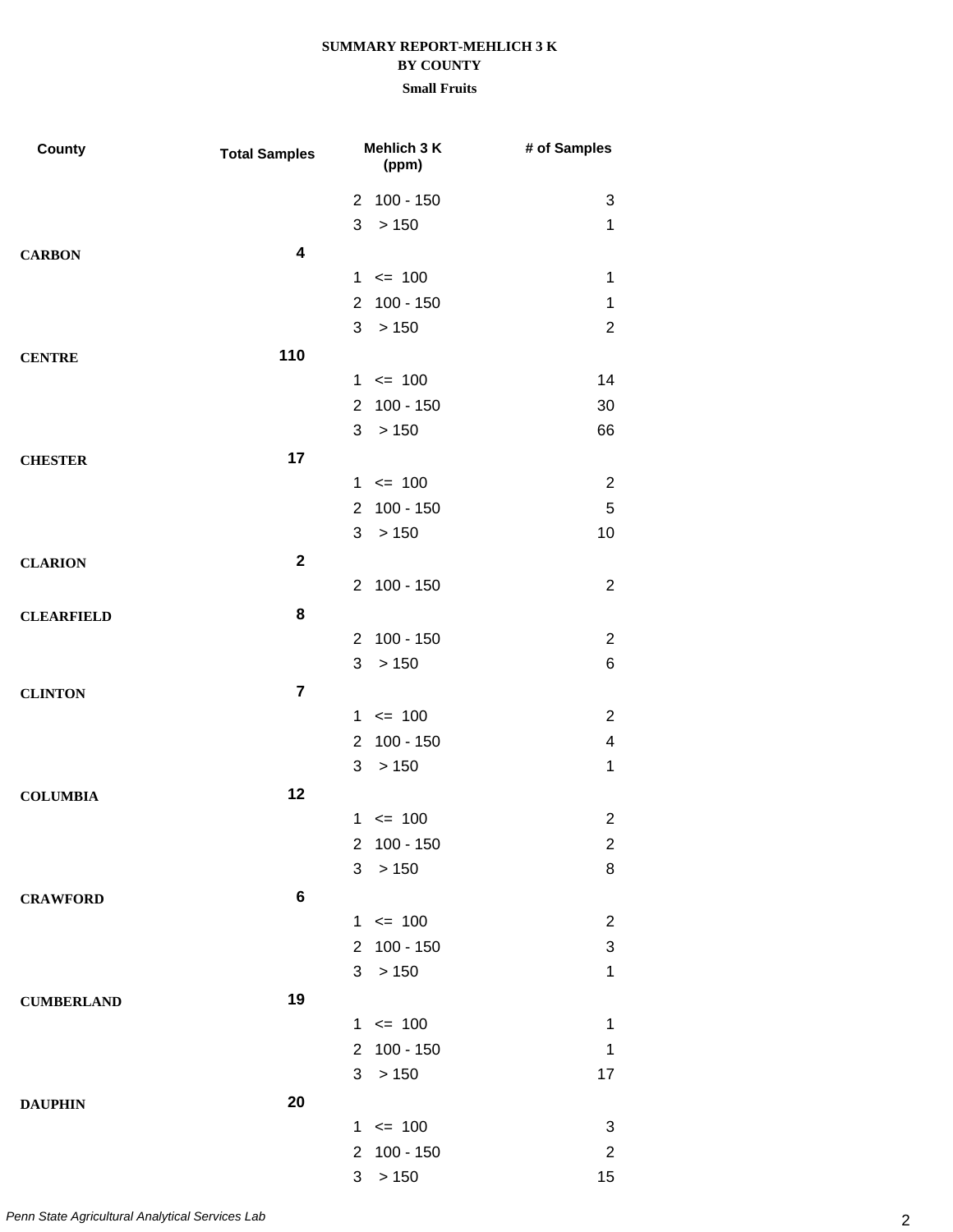**SUMMARY REPORT-MEHLICH 3 K**
**BY COUNTY**
**Small Fruits**

| County | Total Samples | Mehlich 3 K (ppm) | | # of Samples |
|---|---|---|---|---|
| | | 2 | 100 - 150 | 3 |
| | | 3 | > 150 | 1 |
| **CARBON** | **4** | | | |
| | | 1 | <= 100 | 1 |
| | | 2 | 100 - 150 | 1 |
| | | 3 | > 150 | 2 |
| **CENTRE** | **110** | | | |
| | | 1 | <= 100 | 14 |
| | | 2 | 100 - 150 | 30 |
| | | 3 | > 150 | 66 |
| **CHESTER** | **17** | | | |
| | | 1 | <= 100 | 2 |
| | | 2 | 100 - 150 | 5 |
| | | 3 | > 150 | 10 |
| **CLARION** | **2** | | | |
| | | 2 | 100 - 150 | 2 |
| **CLEARFIELD** | **8** | | | |
| | | 2 | 100 - 150 | 2 |
| | | 3 | > 150 | 6 |
| **CLINTON** | **7** | | | |
| | | 1 | <= 100 | 2 |
| | | 2 | 100 - 150 | 4 |
| | | 3 | > 150 | 1 |
| **COLUMBIA** | **12** | | | |
| | | 1 | <= 100 | 2 |
| | | 2 | 100 - 150 | 2 |
| | | 3 | > 150 | 8 |
| **CRAWFORD** | **6** | | | |
| | | 1 | <= 100 | 2 |
| | | 2 | 100 - 150 | 3 |
| | | 3 | > 150 | 1 |
| **CUMBERLAND** | **19** | | | |
| | | 1 | <= 100 | 1 |
| | | 2 | 100 - 150 | 1 |
| | | 3 | > 150 | 17 |
| **DAUPHIN** | **20** | | | |
| | | 1 | <= 100 | 3 |
| | | 2 | 100 - 150 | 2 |
| | | 3 | > 150 | 15 |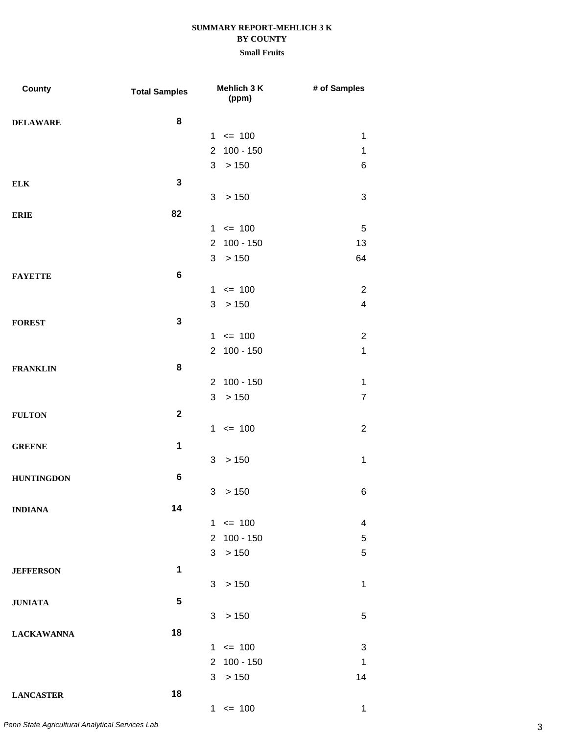**SUMMARY REPORT-MEHLICH 3 K**
**BY COUNTY**
**Small Fruits**

| County | Total Samples | Mehlich 3 K (ppm) | # of Samples |
|---|---|---|---|
| **DELAWARE** | **8** | | |
| | | 1 <= 100 | 1 |
| | | 2 100 - 150 | 1 |
| | | 3 > 150 | 6 |
| **ELK** | **3** | | |
| | | 3 > 150 | 3 |
| **ERIE** | **82** | | |
| | | 1 <= 100 | 5 |
| | | 2 100 - 150 | 13 |
| | | 3 > 150 | 64 |
| **FAYETTE** | **6** | | |
| | | 1 <= 100 | 2 |
| | | 3 > 150 | 4 |
| **FOREST** | **3** | | |
| | | 1 <= 100 | 2 |
| | | 2 100 - 150 | 1 |
| **FRANKLIN** | **8** | | |
| | | 2 100 - 150 | 1 |
| | | 3 > 150 | 7 |
| **FULTON** | **2** | | |
| | | 1 <= 100 | 2 |
| **GREENE** | **1** | | |
| | | 3 > 150 | 1 |
| **HUNTINGDON** | **6** | | |
| | | 3 > 150 | 6 |
| **INDIANA** | **14** | | |
| | | 1 <= 100 | 4 |
| | | 2 100 - 150 | 5 |
| | | 3 > 150 | 5 |
| **JEFFERSON** | **1** | | |
| | | 3 > 150 | 1 |
| **JUNIATA** | **5** | | |
| | | 3 > 150 | 5 |
| **LACKAWANNA** | **18** | | |
| | | 1 <= 100 | 3 |
| | | 2 100 - 150 | 1 |
| | | 3 > 150 | 14 |
| **LANCASTER** | **18** | | |
| | | 1 <= 100 | 1 |

*Penn State Agricultural Analytical Services Lab*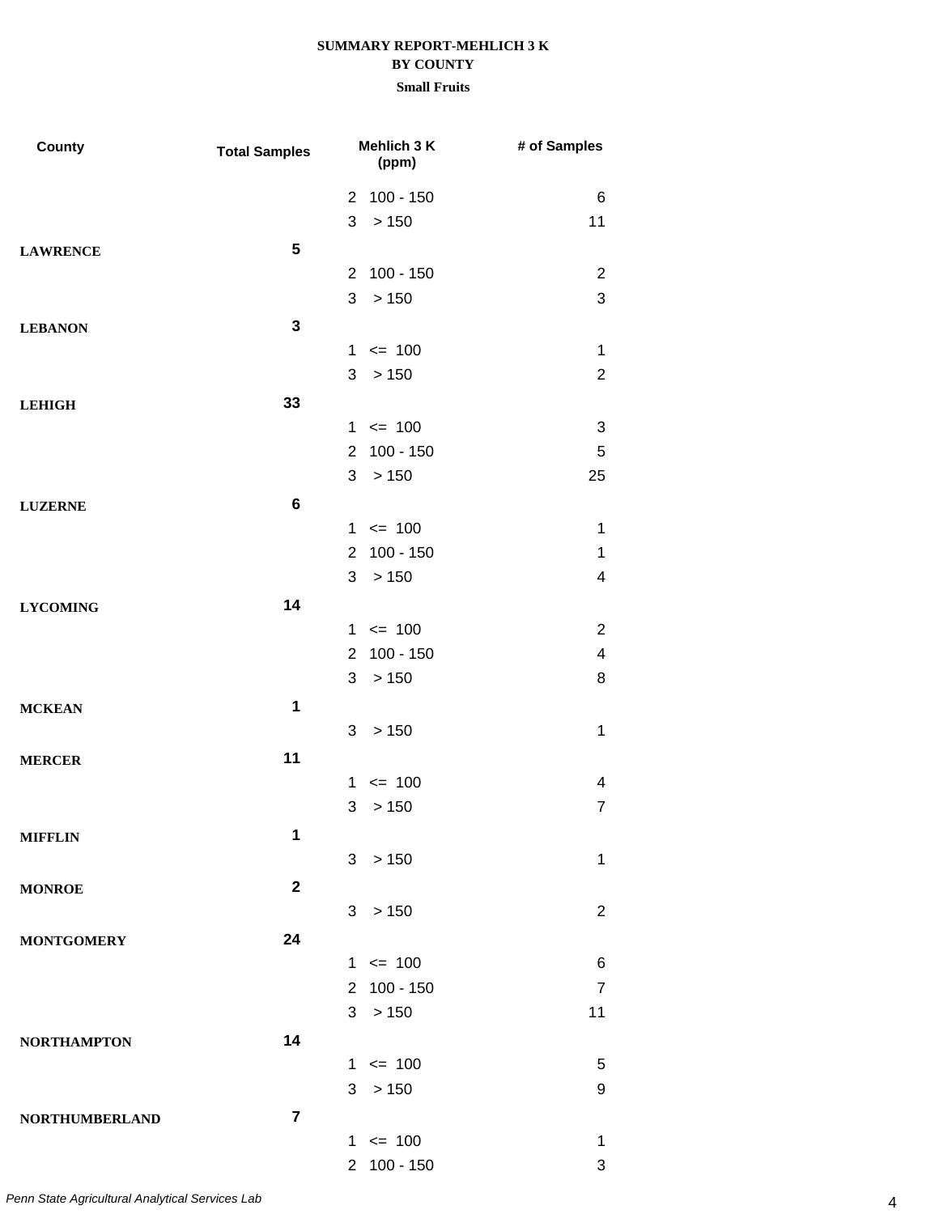**SUMMARY REPORT-MEHLICH 3 K**
**BY COUNTY**
**Small Fruits**

| County | Total Samples | Mehlich 3 K (ppm) | | # of Samples |
|---|---|---|---|---|
| | | 2 | 100 - 150 | 6 |
| | | 3 | > 150 | 11 |
| **LAWRENCE** | **5** | | | |
| | | 2 | 100 - 150 | 2 |
| | | 3 | > 150 | 3 |
| **LEBANON** | **3** | | | |
| | | 1 | <= 100 | 1 |
| | | 3 | > 150 | 2 |
| **LEHIGH** | **33** | | | |
| | | 1 | <= 100 | 3 |
| | | 2 | 100 - 150 | 5 |
| | | 3 | > 150 | 25 |
| **LUZERNE** | **6** | | | |
| | | 1 | <= 100 | 1 |
| | | 2 | 100 - 150 | 1 |
| | | 3 | > 150 | 4 |
| **LYCOMING** | **14** | | | |
| | | 1 | <= 100 | 2 |
| | | 2 | 100 - 150 | 4 |
| | | 3 | > 150 | 8 |
| **MCKEAN** | **1** | | | |
| | | 3 | > 150 | 1 |
| **MERCER** | **11** | | | |
| | | 1 | <= 100 | 4 |
| | | 3 | > 150 | 7 |
| **MIFFLIN** | **1** | | | |
| | | 3 | > 150 | 1 |
| **MONROE** | **2** | | | |
| | | 3 | > 150 | 2 |
| **MONTGOMERY** | **24** | | | |
| | | 1 | <= 100 | 6 |
| | | 2 | 100 - 150 | 7 |
| | | 3 | > 150 | 11 |
| **NORTHAMPTON** | **14** | | | |
| | | 1 | <= 100 | 5 |
| | | 3 | > 150 | 9 |
| **NORTHUMBERLAND** | **7** | | | |
| | | 1 | <= 100 | 1 |
| | | 2 | 100 - 150 | 3 |

*Penn State Agricultural Analytical Services Lab*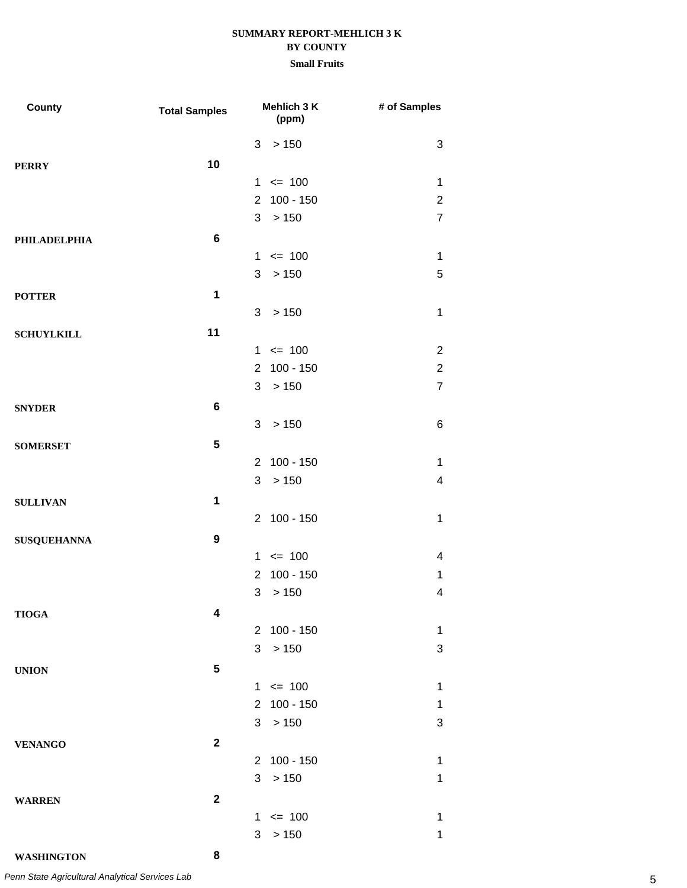**SUMMARY REPORT-MEHLICH 3 K**
**BY COUNTY**
**Small Fruits**

| County | Total Samples | Mehlich 3 K (ppm) | # of Samples |
|---|---|---|---|
| | | 3 > 150 | 3 |
| **PERRY** | **10** | | |
| | | 1 <= 100 | 1 |
| | | 2 100 - 150 | 2 |
| | | 3 > 150 | 7 |
| **PHILADELPHIA** | **6** | | |
| | | 1 <= 100 | 1 |
| | | 3 > 150 | 5 |
| **POTTER** | **1** | | |
| | | 3 > 150 | 1 |
| **SCHUYLKILL** | **11** | | |
| | | 1 <= 100 | 2 |
| | | 2 100 - 150 | 2 |
| | | 3 > 150 | 7 |
| **SNYDER** | **6** | | |
| | | 3 > 150 | 6 |
| **SOMERSET** | **5** | | |
| | | 2 100 - 150 | 1 |
| | | 3 > 150 | 4 |
| **SULLIVAN** | **1** | | |
| | | 2 100 - 150 | 1 |
| **SUSQUEHANNA** | **9** | | |
| | | 1 <= 100 | 4 |
| | | 2 100 - 150 | 1 |
| | | 3 > 150 | 4 |
| **TIOGA** | **4** | | |
| | | 2 100 - 150 | 1 |
| | | 3 > 150 | 3 |
| **UNION** | **5** | | |
| | | 1 <= 100 | 1 |
| | | 2 100 - 150 | 1 |
| | | 3 > 150 | 3 |
| **VENANGO** | **2** | | |
| | | 2 100 - 150 | 1 |
| | | 3 > 150 | 1 |
| **WARREN** | **2** | | |
| | | 1 <= 100 | 1 |
| | | 3 > 150 | 1 |
| **WASHINGTON** | **8** | | |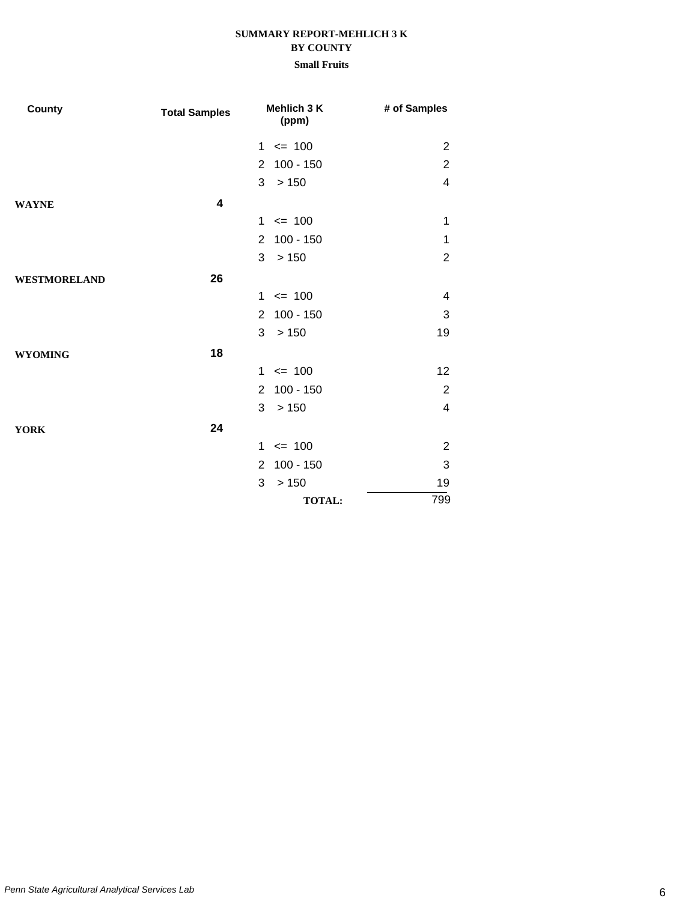**SUMMARY REPORT-MEHLICH 3 K**
**BY COUNTY**
**Small Fruits**

| County | Total Samples | Mehlich 3 K (ppm) | | # of Samples |
|---|---|---|---|---|
| | | 1 | <= 100 | 2 |
| | | 2 | 100 - 150 | 2 |
| | | 3 | > 150 | 4 |
| **WAYNE** | **4** | | | |
| | | 1 | <= 100 | 1 |
| | | 2 | 100 - 150 | 1 |
| | | 3 | > 150 | 2 |
| **WESTMORELAND** | **26** | | | |
| | | 1 | <= 100 | 4 |
| | | 2 | 100 - 150 | 3 |
| | | 3 | > 150 | 19 |
| **WYOMING** | **18** | | | |
| | | 1 | <= 100 | 12 |
| | | 2 | 100 - 150 | 2 |
| | | 3 | > 150 | 4 |
| **YORK** | **24** | | | |
| | | 1 | <= 100 | 2 |
| | | 2 | 100 - 150 | 3 |
| | | 3 | > 150 | 19 |
| | | | **TOTAL:** | 799 |

*Penn State Agricultural Analytical Services Lab*